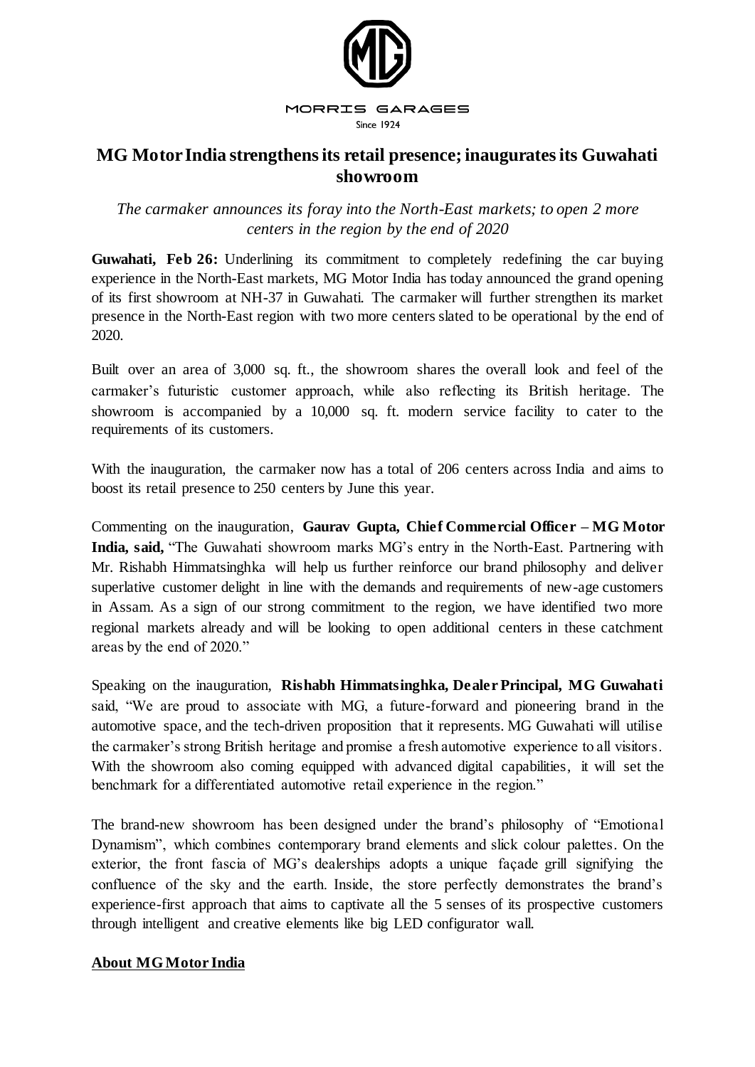MORRIS GARAGES

Since 1924

# MG Motor India strengthens its retail presence; inaugurates its Guwahati showroom

*The carmaker announces its foray into the North-East markets; to open 2 more centers in the region by the end of 2020*

**Guwahati, Feb 26:** Underlining its commitment to completely redefining the car buying experience in the North-East markets, MG Motor India has today announced the grand opening of its first showroom at NH-37 in Guwahati. The carmaker will further strengthen its market presence in the North-East region with two more centers slated to be operational by the end of 2020.

Built over an area of 3,000 sq. ft., the showroom shares the overall look and feel of the carmaker's futuristic customer approach, while also reflecting its British heritage. The showroom is accompanied by a 10,000 sq. ft. modern service facility to cater to the requirements of its customers.

With the inauguration, the carmaker now has a total of 206 centers across India and aims to boost its retail presence to 250 centers by June this year.

Commenting on the inauguration, **Gaurav Gupta, Chief Commercial Officer – MG Motor India, said,** "The Guwahati showroom marks MG's entry in the North-East. Partnering with Mr. Rishabh Himmatsinghka will help us further reinforce our brand philosophy and deliver superlative customer delight in line with the demands and requirements of new-age customers in Assam. As a sign of our strong commitment to the region, we have identified two more regional markets already and will be looking to open additional centers in these catchment areas by the end of 2020."

Speaking on the inauguration, **Rishabh Himmatsinghka, Dealer Principal, MG Guwahati** said, "We are proud to associate with MG, a future-forward and pioneering brand in the automotive space, and the tech-driven proposition that it represents. MG Guwahati will utilise the carmaker's strong British heritage and promise a fresh automotive experience to all visitors. With the showroom also coming equipped with advanced digital capabilities, it will set the benchmark for a differentiated automotive retail experience in the region."

The brand-new showroom has been designed under the brand's philosophy of "Emotional Dynamism", which combines contemporary brand elements and slick colour palettes. On the exterior, the front fascia of MG's dealerships adopts a unique façade grill signifying the confluence of the sky and the earth. Inside, the store perfectly demonstrates the brand's experience-first approach that aims to captivate all the 5 senses of its prospective customers through intelligent and creative elements like big LED configurator wall.

## About MG Motor India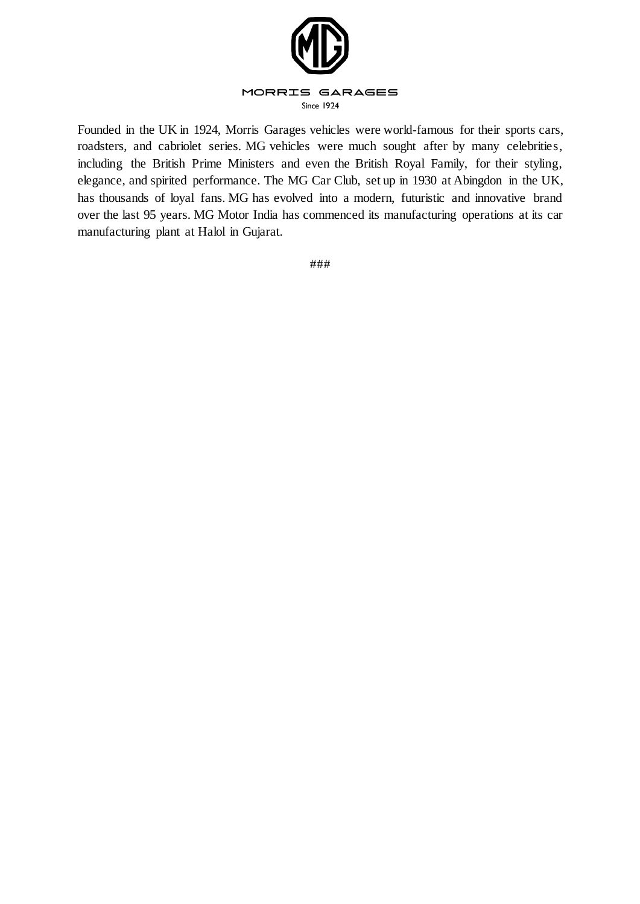MORRIS GARAGES

Since 1924

Founded in the UK in 1924, Morris Garages vehicles were world-famous for their sports cars, roadsters, and cabriolet series. MG vehicles were much sought after by many celebrities, including the British Prime Ministers and even the British Royal Family, for their styling, elegance, and spirited performance. The MG Car Club, set up in 1930 at Abingdon in the UK, has thousands of loyal fans. MG has evolved into a modern, futuristic and innovative brand over the last 95 years. MG Motor India has commenced its manufacturing operations at its car manufacturing plant at Halol in Gujarat.

###